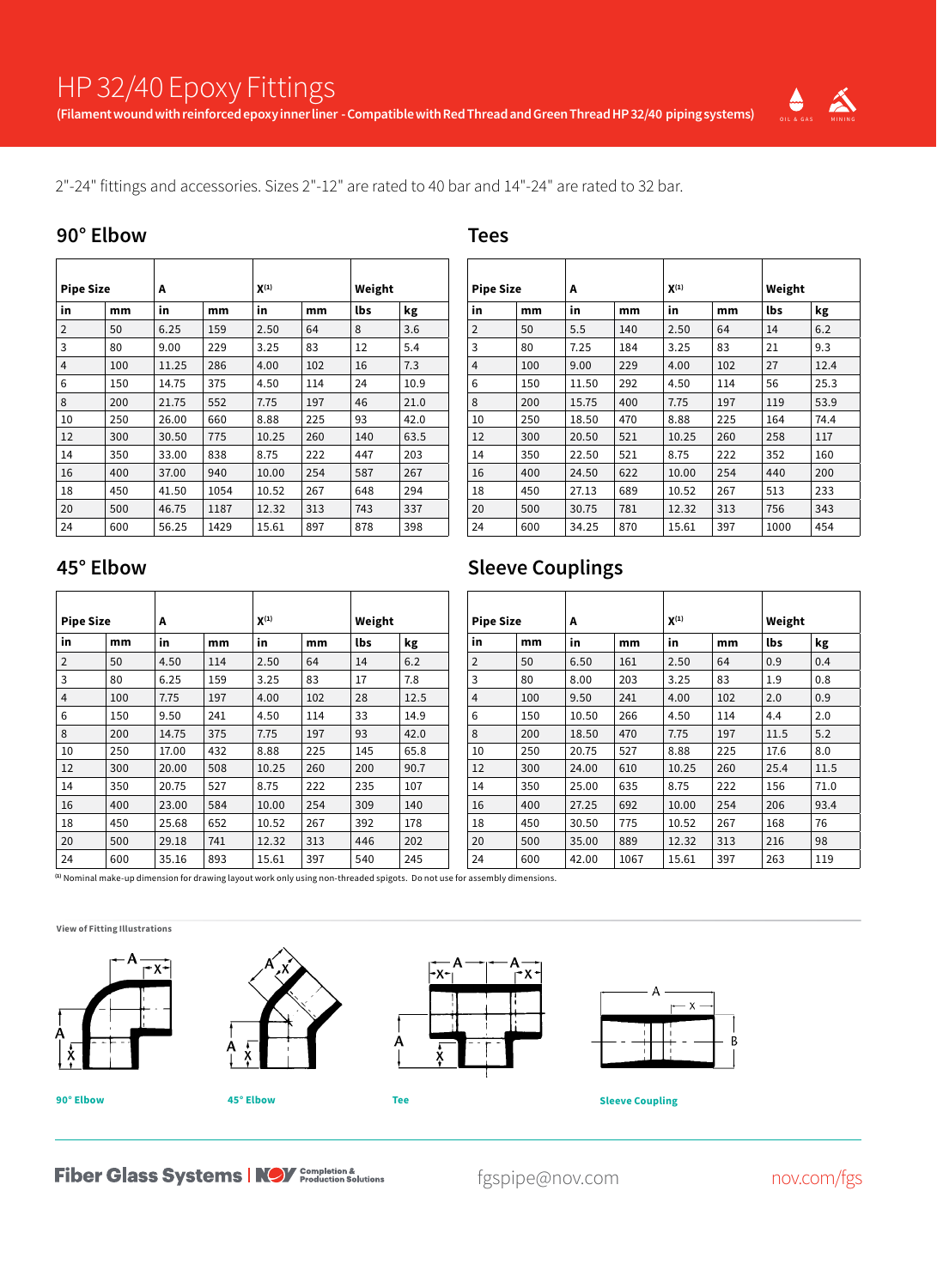# HP 32/40 Epoxy Fittings

**(Filament wound with reinforced epoxy inner liner - Compatible with Red Thread and Green Thread HP 32/40 piping systems)**

2"-24" fittings and accessories. Sizes 2"-12" are rated to 40 bar and 14"-24" are rated to 32 bar.

## 90° Elbow

| Pipe Size | | A | | X[1] | | Weight | |
|---|---|---|---|---|---|---|---|
| in | mm | in | mm | in | mm | lbs | kg |
| 2 | 50 | 6.25 | 159 | 2.50 | 64 | 8 | 3.6 |
| 3 | 80 | 9.00 | 229 | 3.25 | 83 | 12 | 5.4 |
| 4 | 100 | 11.25 | 286 | 4.00 | 102 | 16 | 7.3 |
| 6 | 150 | 14.75 | 375 | 4.50 | 114 | 24 | 10.9 |
| 8 | 200 | 21.75 | 552 | 7.75 | 197 | 46 | 21.0 |
| 10 | 250 | 26.00 | 660 | 8.88 | 225 | 93 | 42.0 |
| 12 | 300 | 30.50 | 775 | 10.25 | 260 | 140 | 63.5 |
| 14 | 350 | 33.00 | 838 | 8.75 | 222 | 447 | 203 |
| 16 | 400 | 37.00 | 940 | 10.00 | 254 | 587 | 267 |
| 18 | 450 | 41.50 | 1054 | 10.52 | 267 | 648 | 294 |
| 20 | 500 | 46.75 | 1187 | 12.32 | 313 | 743 | 337 |
| 24 | 600 | 56.25 | 1429 | 15.61 | 897 | 878 | 398 |

## Tees

| Pipe Size | | A | | X[1] | | Weight | |
|---|---|---|---|---|---|---|---|
| in | mm | in | mm | in | mm | lbs | kg |
| 2 | 50 | 5.5 | 140 | 2.50 | 64 | 14 | 6.2 |
| 3 | 80 | 7.25 | 184 | 3.25 | 83 | 21 | 9.3 |
| 4 | 100 | 9.00 | 229 | 4.00 | 102 | 27 | 12.4 |
| 6 | 150 | 11.50 | 292 | 4.50 | 114 | 56 | 25.3 |
| 8 | 200 | 15.75 | 400 | 7.75 | 197 | 119 | 53.9 |
| 10 | 250 | 18.50 | 470 | 8.88 | 225 | 164 | 74.4 |
| 12 | 300 | 20.50 | 521 | 10.25 | 260 | 258 | 117 |
| 14 | 350 | 22.50 | 521 | 8.75 | 222 | 352 | 160 |
| 16 | 400 | 24.50 | 622 | 10.00 | 254 | 440 | 200 |
| 18 | 450 | 27.13 | 689 | 10.52 | 267 | 513 | 233 |
| 20 | 500 | 30.75 | 781 | 12.32 | 313 | 756 | 343 |
| 24 | 600 | 34.25 | 870 | 15.61 | 397 | 1000 | 454 |

## 45° Elbow

| Pipe Size | | A | | X[1] | | Weight | |
|---|---|---|---|---|---|---|---|
| in | mm | in | mm | in | mm | lbs | kg |
| 2 | 50 | 4.50 | 114 | 2.50 | 64 | 14 | 6.2 |
| 3 | 80 | 6.25 | 159 | 3.25 | 83 | 17 | 7.8 |
| 4 | 100 | 7.75 | 197 | 4.00 | 102 | 28 | 12.5 |
| 6 | 150 | 9.50 | 241 | 4.50 | 114 | 33 | 14.9 |
| 8 | 200 | 14.75 | 375 | 7.75 | 197 | 93 | 42.0 |
| 10 | 250 | 17.00 | 432 | 8.88 | 225 | 145 | 65.8 |
| 12 | 300 | 20.00 | 508 | 10.25 | 260 | 200 | 90.7 |
| 14 | 350 | 20.75 | 527 | 8.75 | 222 | 235 | 107 |
| 16 | 400 | 23.00 | 584 | 10.00 | 254 | 309 | 140 |
| 18 | 450 | 25.68 | 652 | 10.52 | 267 | 392 | 178 |
| 20 | 500 | 29.18 | 741 | 12.32 | 313 | 446 | 202 |
| 24 | 600 | 35.16 | 893 | 15.61 | 397 | 540 | 245 |

## Sleeve Couplings

| Pipe Size | | A | | X[1] | | Weight | |
|---|---|---|---|---|---|---|---|
| in | mm | in | mm | in | mm | lbs | kg |
| 2 | 50 | 6.50 | 161 | 2.50 | 64 | 0.9 | 0.4 |
| 3 | 80 | 8.00 | 203 | 3.25 | 83 | 1.9 | 0.8 |
| 4 | 100 | 9.50 | 241 | 4.00 | 102 | 2.0 | 0.9 |
| 6 | 150 | 10.50 | 266 | 4.50 | 114 | 4.4 | 2.0 |
| 8 | 200 | 18.50 | 470 | 7.75 | 197 | 11.5 | 5.2 |
| 10 | 250 | 20.75 | 527 | 8.88 | 225 | 17.6 | 8.0 |
| 12 | 300 | 24.00 | 610 | 10.25 | 260 | 25.4 | 11.5 |
| 14 | 350 | 25.00 | 635 | 8.75 | 222 | 156 | 71.0 |
| 16 | 400 | 27.25 | 692 | 10.00 | 254 | 206 | 93.4 |
| 18 | 450 | 30.50 | 775 | 10.52 | 267 | 168 | 76 |
| 20 | 500 | 35.00 | 889 | 12.32 | 313 | 216 | 98 |
| 24 | 600 | 42.00 | 1067 | 15.61 | 397 | 263 | 119 |

[1] Nominal make-up dimension for drawing layout work only using non-threaded spigots. Do not use for assembly dimensions.

**View of Fitting Illustrations**

90° Elbow

45° Elbow

Tee

Sleeve Coupling

Fiber Glass Systems | NOV Completion & Production Solutions — fgspipe@nov.com — nov.com/fgs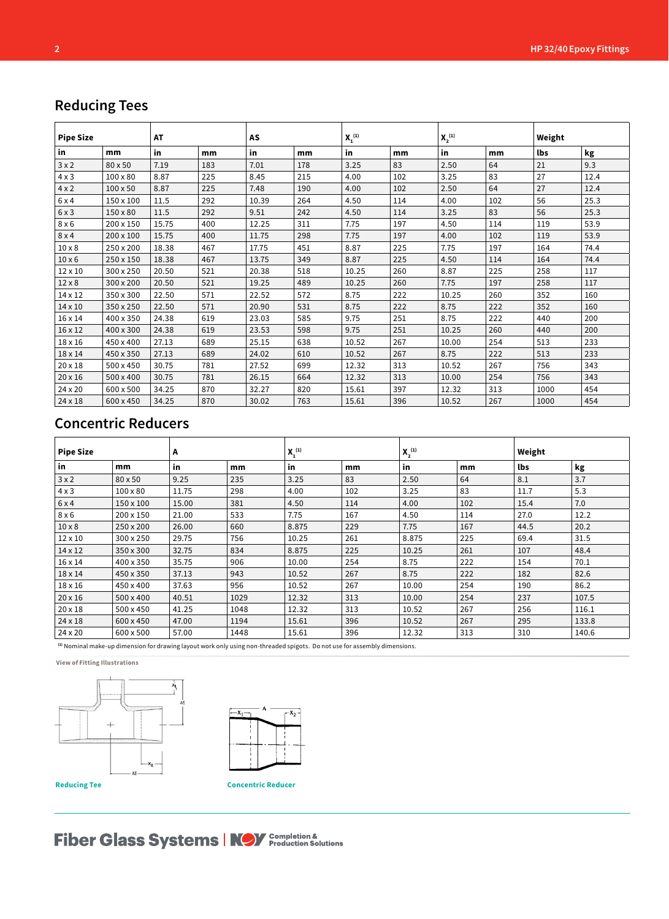## Reducing Tees

| Pipe Size | | AT | | AS | | $X_1$ [1] | | $X_2$ [1] | | Weight | |
|---|---|---|---|---|---|---|---|---|---|---|---|
| in | mm | in | mm | in | mm | in | mm | in | mm | lbs | kg |
| 3 x 2 | 80 x 50 | 7.19 | 183 | 7.01 | 178 | 3.25 | 83 | 2.50 | 64 | 21 | 9.3 |
| 4 x 3 | 100 x 80 | 8.87 | 225 | 8.45 | 215 | 4.00 | 102 | 3.25 | 83 | 27 | 12.4 |
| 4 x 2 | 100 x 50 | 8.87 | 225 | 7.48 | 190 | 4.00 | 102 | 2.50 | 64 | 27 | 12.4 |
| 6 x 4 | 150 x 100 | 11.5 | 292 | 10.39 | 264 | 4.50 | 114 | 4.00 | 102 | 56 | 25.3 |
| 6 x 3 | 150 x 80 | 11.5 | 292 | 9.51 | 242 | 4.50 | 114 | 3.25 | 83 | 56 | 25.3 |
| 8 x 6 | 200 x 150 | 15.75 | 400 | 12.25 | 311 | 7.75 | 197 | 4.50 | 114 | 119 | 53.9 |
| 8 x 4 | 200 x 100 | 15.75 | 400 | 11.75 | 298 | 7.75 | 197 | 4.00 | 102 | 119 | 53.9 |
| 10 x 8 | 250 x 200 | 18.38 | 467 | 17.75 | 451 | 8.87 | 225 | 7.75 | 197 | 164 | 74.4 |
| 10 x 6 | 250 x 150 | 18.38 | 467 | 13.75 | 349 | 8.87 | 225 | 4.50 | 114 | 164 | 74.4 |
| 12 x 10 | 300 x 250 | 20.50 | 521 | 20.38 | 518 | 10.25 | 260 | 8.87 | 225 | 258 | 117 |
| 12 x 8 | 300 x 200 | 20.50 | 521 | 19.25 | 489 | 10.25 | 260 | 7.75 | 197 | 258 | 117 |
| 14 x 12 | 350 x 300 | 22.50 | 571 | 22.52 | 572 | 8.75 | 222 | 10.25 | 260 | 352 | 160 |
| 14 x 10 | 350 x 250 | 22.50 | 571 | 20.90 | 531 | 8.75 | 222 | 8.75 | 222 | 352 | 160 |
| 16 x 14 | 400 x 350 | 24.38 | 619 | 23.03 | 585 | 9.75 | 251 | 8.75 | 222 | 440 | 200 |
| 16 x 12 | 400 x 300 | 24.38 | 619 | 23.53 | 598 | 9.75 | 251 | 10.25 | 260 | 440 | 200 |
| 18 x 16 | 450 x 400 | 27.13 | 689 | 25.15 | 638 | 10.52 | 267 | 10.00 | 254 | 513 | 233 |
| 18 x 14 | 450 x 350 | 27.13 | 689 | 24.02 | 610 | 10.52 | 267 | 8.75 | 222 | 513 | 233 |
| 20 x 18 | 500 x 450 | 30.75 | 781 | 27.52 | 699 | 12.32 | 313 | 10.52 | 267 | 756 | 343 |
| 20 x 16 | 500 x 400 | 30.75 | 781 | 26.15 | 664 | 12.32 | 313 | 10.00 | 254 | 756 | 343 |
| 24 x 20 | 600 x 500 | 34.25 | 870 | 32.27 | 820 | 15.61 | 397 | 12.32 | 313 | 1000 | 454 |
| 24 x 18 | 600 x 450 | 34.25 | 870 | 30.02 | 763 | 15.61 | 396 | 10.52 | 267 | 1000 | 454 |

## Concentric Reducers

| Pipe Size | | A | | $X_1$ [1] | | $X_2$ [1] | | Weight | |
|---|---|---|---|---|---|---|---|---|---|
| in | mm | in | mm | in | mm | in | mm | lbs | kg |
| 3 x 2 | 80 x 50 | 9.25 | 235 | 3.25 | 83 | 2.50 | 64 | 8.1 | 3.7 |
| 4 x 3 | 100 x 80 | 11.75 | 298 | 4.00 | 102 | 3.25 | 83 | 11.7 | 5.3 |
| 6 x 4 | 150 x 100 | 15.00 | 381 | 4.50 | 114 | 4.00 | 102 | 15.4 | 7.0 |
| 8 x 6 | 200 x 150 | 21.00 | 533 | 7.75 | 167 | 4.50 | 114 | 27.0 | 12.2 |
| 10 x 8 | 250 x 200 | 26.00 | 660 | 8.875 | 229 | 7.75 | 167 | 44.5 | 20.2 |
| 12 x 10 | 300 x 250 | 29.75 | 756 | 10.25 | 261 | 8.875 | 225 | 69.4 | 31.5 |
| 14 x 12 | 350 x 300 | 32.75 | 834 | 8.875 | 225 | 10.25 | 261 | 107 | 48.4 |
| 16 x 14 | 400 x 350 | 35.75 | 906 | 10.00 | 254 | 8.75 | 222 | 154 | 70.1 |
| 18 x 14 | 450 x 350 | 37.13 | 943 | 10.52 | 267 | 8.75 | 222 | 182 | 82.6 |
| 18 x 16 | 450 x 400 | 37.63 | 956 | 10.52 | 267 | 10.00 | 254 | 190 | 86.2 |
| 20 x 16 | 500 x 400 | 40.51 | 1029 | 12.32 | 313 | 10.00 | 254 | 237 | 107.5 |
| 20 x 18 | 500 x 450 | 41.25 | 1048 | 12.32 | 313 | 10.52 | 267 | 256 | 116.1 |
| 24 x 18 | 600 x 450 | 47.00 | 1194 | 15.61 | 396 | 10.52 | 267 | 295 | 133.8 |
| 24 x 20 | 600 x 500 | 57.00 | 1448 | 15.61 | 396 | 12.32 | 313 | 310 | 140.6 |

[1] Nominal make-up dimension for drawing layout work only using non-threaded spigots. Do not use for assembly dimensions.

**View of Fitting Illustrations**

Reducing Tee

Concentric Reducer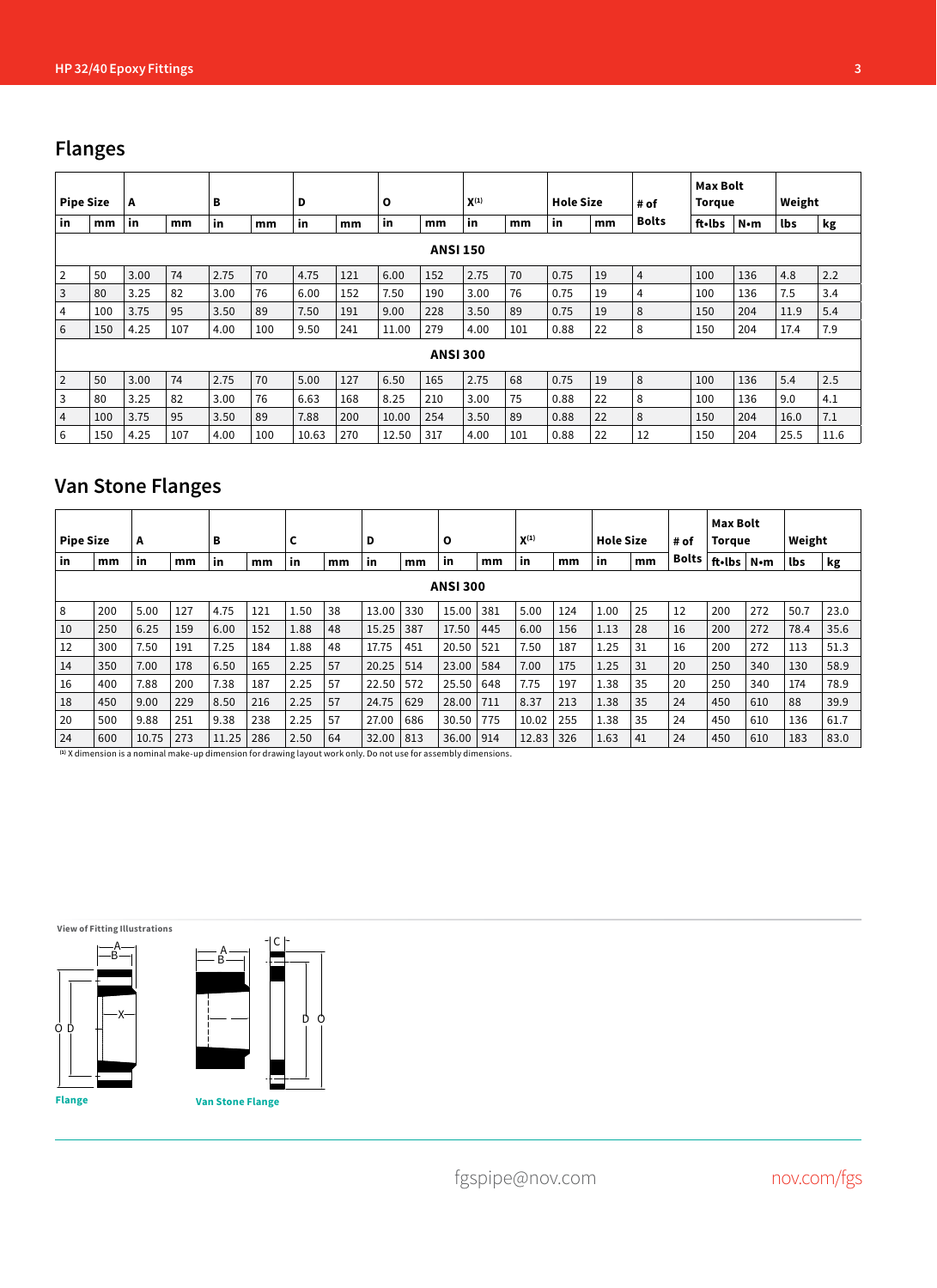## Flanges

| Pipe Size | | A | | B | | D | | O | | X[1] | | Hole Size | | # of | Max Bolt Torque | | Weight | |
|---|---|---|---|---|---|---|---|---|---|---|---|---|---|---|---|---|---|---|
| in | mm | in | mm | in | mm | in | mm | in | mm | in | mm | in | mm | Bolts | ft•lbs | N•m | lbs | kg |
| **ANSI 150** | | | | | | | | | | | | | | | | | | |
| 2 | 50 | 3.00 | 74 | 2.75 | 70 | 4.75 | 121 | 6.00 | 152 | 2.75 | 70 | 0.75 | 19 | 4 | 100 | 136 | 4.8 | 2.2 |
| 3 | 80 | 3.25 | 82 | 3.00 | 76 | 6.00 | 152 | 7.50 | 190 | 3.00 | 76 | 0.75 | 19 | 4 | 100 | 136 | 7.5 | 3.4 |
| 4 | 100 | 3.75 | 95 | 3.50 | 89 | 7.50 | 191 | 9.00 | 228 | 3.50 | 89 | 0.75 | 19 | 8 | 150 | 204 | 11.9 | 5.4 |
| 6 | 150 | 4.25 | 107 | 4.00 | 100 | 9.50 | 241 | 11.00 | 279 | 4.00 | 101 | 0.88 | 22 | 8 | 150 | 204 | 17.4 | 7.9 |
| **ANSI 300** | | | | | | | | | | | | | | | | | | |
| 2 | 50 | 3.00 | 74 | 2.75 | 70 | 5.00 | 127 | 6.50 | 165 | 2.75 | 68 | 0.75 | 19 | 8 | 100 | 136 | 5.4 | 2.5 |
| 3 | 80 | 3.25 | 82 | 3.00 | 76 | 6.63 | 168 | 8.25 | 210 | 3.00 | 75 | 0.88 | 22 | 8 | 100 | 136 | 9.0 | 4.1 |
| 4 | 100 | 3.75 | 95 | 3.50 | 89 | 7.88 | 200 | 10.00 | 254 | 3.50 | 89 | 0.88 | 22 | 8 | 150 | 204 | 16.0 | 7.1 |
| 6 | 150 | 4.25 | 107 | 4.00 | 100 | 10.63 | 270 | 12.50 | 317 | 4.00 | 101 | 0.88 | 22 | 12 | 150 | 204 | 25.5 | 11.6 |

## Van Stone Flanges

| Pipe Size | | A | | B | | C | | D | | O | | X[1] | | Hole Size | | # of | Max Bolt Torque | | Weight | |
|---|---|---|---|---|---|---|---|---|---|---|---|---|---|---|---|---|---|---|---|---|
| in | mm | in | mm | in | mm | in | mm | in | mm | in | mm | in | mm | in | mm | Bolts | ft•lbs | N•m | lbs | kg |
| **ANSI 300** | | | | | | | | | | | | | | | | | | | | |
| 8 | 200 | 5.00 | 127 | 4.75 | 121 | 1.50 | 38 | 13.00 | 330 | 15.00 | 381 | 5.00 | 124 | 1.00 | 25 | 12 | 200 | 272 | 50.7 | 23.0 |
| 10 | 250 | 6.25 | 159 | 6.00 | 152 | 1.88 | 48 | 15.25 | 387 | 17.50 | 445 | 6.00 | 156 | 1.13 | 28 | 16 | 200 | 272 | 78.4 | 35.6 |
| 12 | 300 | 7.50 | 191 | 7.25 | 184 | 1.88 | 48 | 17.75 | 451 | 20.50 | 521 | 7.50 | 187 | 1.25 | 31 | 16 | 200 | 272 | 113 | 51.3 |
| 14 | 350 | 7.00 | 178 | 6.50 | 165 | 2.25 | 57 | 20.25 | 514 | 23.00 | 584 | 7.00 | 175 | 1.25 | 31 | 20 | 250 | 340 | 130 | 58.9 |
| 16 | 400 | 7.88 | 200 | 7.38 | 187 | 2.25 | 57 | 22.50 | 572 | 25.50 | 648 | 7.75 | 197 | 1.38 | 35 | 20 | 250 | 340 | 174 | 78.9 |
| 18 | 450 | 9.00 | 229 | 8.50 | 216 | 2.25 | 57 | 24.75 | 629 | 28.00 | 711 | 8.37 | 213 | 1.38 | 35 | 24 | 450 | 610 | 88 | 39.9 |
| 20 | 500 | 9.88 | 251 | 9.38 | 238 | 2.25 | 57 | 27.00 | 686 | 30.50 | 775 | 10.02 | 255 | 1.38 | 35 | 24 | 450 | 610 | 136 | 61.7 |
| 24 | 600 | 10.75 | 273 | 11.25 | 286 | 2.50 | 64 | 32.00 | 813 | 36.00 | 914 | 12.83 | 326 | 1.63 | 41 | 24 | 450 | 610 | 183 | 83.0 |

[1] X dimension is a nominal make-up dimension for drawing layout work only. Do not use for assembly dimensions.

View of Fitting Illustrations

Flange

Van Stone Flange

fgspipe@nov.com nov.com/fgs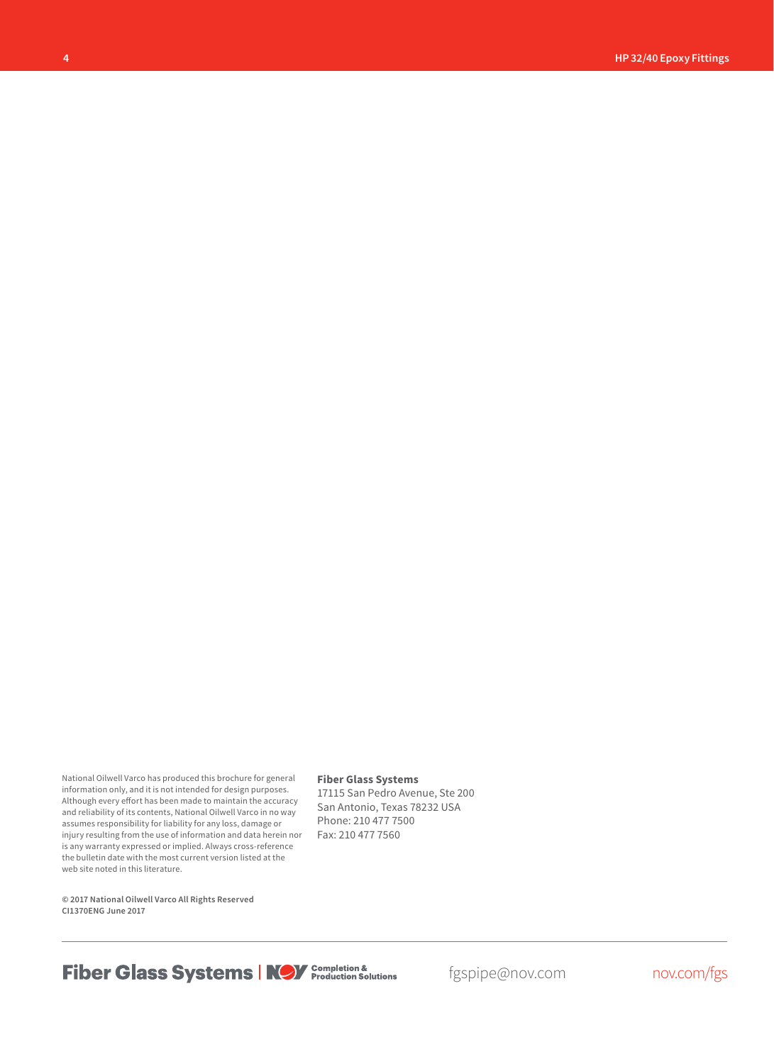National Oilwell Varco has produced this brochure for general information only, and it is not intended for design purposes. Although every effort has been made to maintain the accuracy and reliability of its contents, National Oilwell Varco in no way assumes responsibility for liability for any loss, damage or injury resulting from the use of information and data herein nor is any warranty expressed or implied. Always cross-reference the bulletin date with the most current version listed at the web site noted in this literature.

**© 2017 National Oilwell Varco All Rights Reserved**
**CI1370ENG June 2017**

**Fiber Glass Systems**
17115 San Pedro Avenue, Ste 200
San Antonio, Texas 78232 USA
Phone: 210 477 7500
Fax: 210 477 7560

**Fiber Glass Systems** | NOV Completion & Production Solutions

fgspipe@nov.com

nov.com/fgs